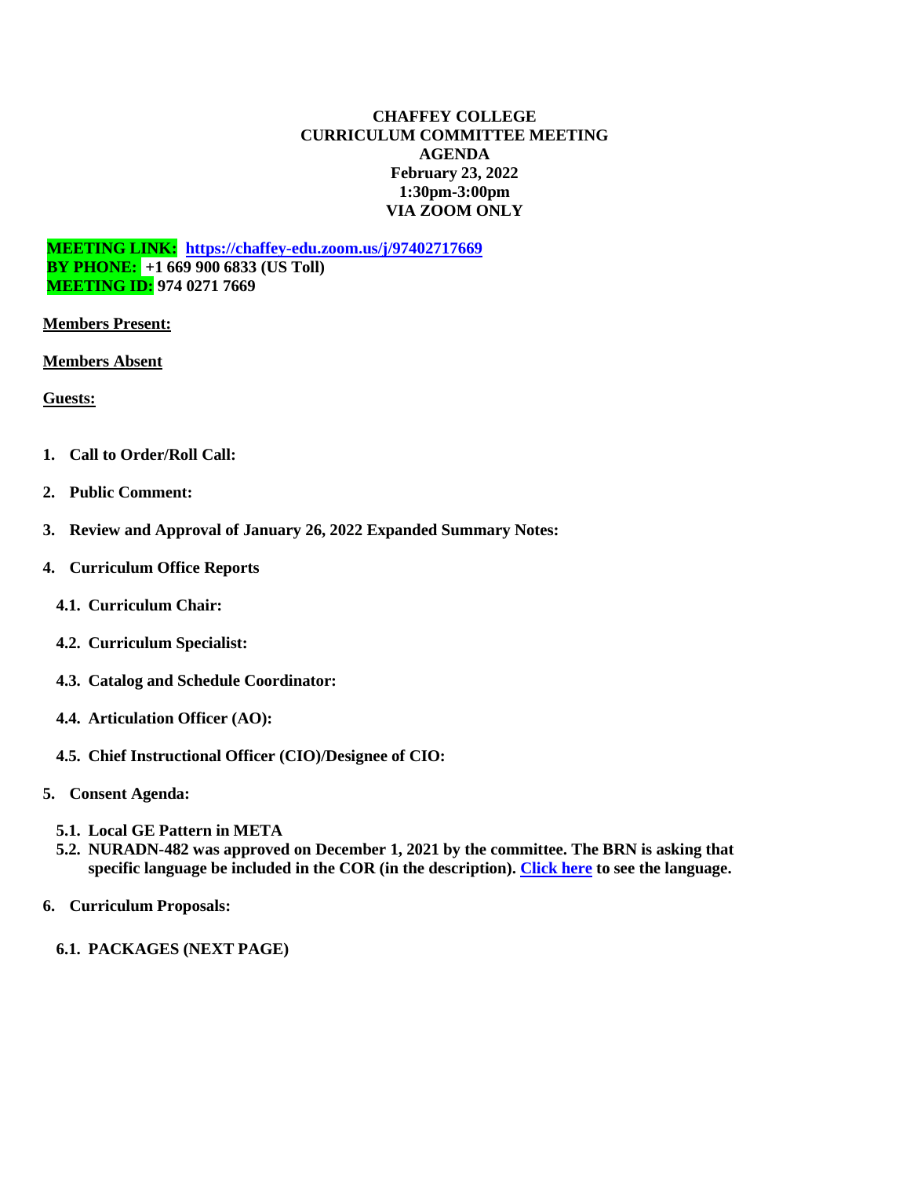**CHAFFEY COLLEGE**
**CURRICULUM COMMITTEE MEETING**
**AGENDA**
**February 23, 2022**
**1:30pm-3:00pm**
**VIA ZOOM ONLY**

**MEETING LINK:** **[https://chaffey-edu.zoom.us/j/97402717669](https://chaffey-edu.zoom.us/j/97402717669)**
**BY PHONE:** **+1 669 900 6833 (US Toll)**
**MEETING ID:** **974 0271 7669**

**Members Present:**

**Members Absent**

**Guests:**

1. **Call to Order/Roll Call:**
2. **Public Comment:**
3. **Review and Approval of January 26, 2022 Expanded Summary Notes:**
4. **Curriculum Office Reports**
   - 4.1. **Curriculum Chair:**
   - 4.2. **Curriculum Specialist:**
   - 4.3. **Catalog and Schedule Coordinator:**
   - 4.4. **Articulation Officer (AO):**
   - 4.5. **Chief Instructional Officer (CIO)/Designee of CIO:**
5. **Consent Agenda:**
   - 5.1. **Local GE Pattern in META**
   - 5.2. **NURADN-482 was approved on December 1, 2021 by the committee. The BRN is asking that specific language be included in the COR (in the description). Click here to see the language.**
6. **Curriculum Proposals:**
   - 6.1. **PACKAGES (NEXT PAGE)**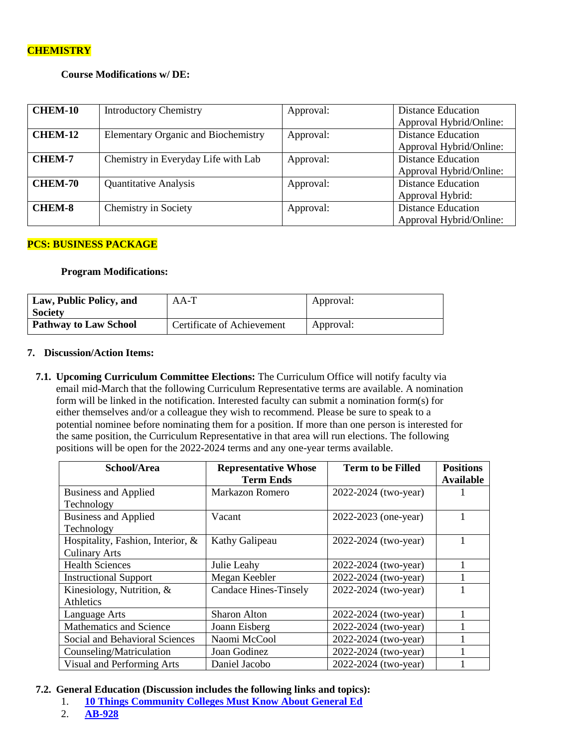**CHEMISTRY**

**Course Modifications w/ DE:**

| | | | |
|---|---|---|---|
| **CHEM-10** | Introductory Chemistry | Approval: | Distance Education Approval Hybrid/Online: |
| **CHEM-12** | Elementary Organic and Biochemistry | Approval: | Distance Education Approval Hybrid/Online: |
| **CHEM-7** | Chemistry in Everyday Life with Lab | Approval: | Distance Education Approval Hybrid/Online: |
| **CHEM-70** | Quantitative Analysis | Approval: | Distance Education Approval Hybrid: |
| **CHEM-8** | Chemistry in Society | Approval: | Distance Education Approval Hybrid/Online: |

**PCS: BUSINESS PACKAGE**

**Program Modifications:**

| | | |
|---|---|---|
| **Law, Public Policy, and Society** | AA-T | Approval: |
| **Pathway to Law School** | Certificate of Achievement | Approval: |

7. **Discussion/Action Items:**

7.1. **Upcoming Curriculum Committee Elections:** The Curriculum Office will notify faculty via email mid-March that the following Curriculum Representative terms are available. A nomination form will be linked in the notification. Interested faculty can submit a nomination form(s) for either themselves and/or a colleague they wish to recommend. Please be sure to speak to a potential nominee before nominating them for a position. If more than one person is interested for the same position, the Curriculum Representative in that area will run elections. The following positions will be open for the 2022-2024 terms and any one-year terms available.

| School/Area | Representative Whose Term Ends | Term to be Filled | Positions Available |
|---|---|---|---|
| Business and Applied Technology | Markazon Romero | 2022-2024 (two-year) | 1 |
| Business and Applied Technology | Vacant | 2022-2023 (one-year) | 1 |
| Hospitality, Fashion, Interior, & Culinary Arts | Kathy Galipeau | 2022-2024 (two-year) | 1 |
| Health Sciences | Julie Leahy | 2022-2024 (two-year) | 1 |
| Instructional Support | Megan Keebler | 2022-2024 (two-year) | 1 |
| Kinesiology, Nutrition, & Athletics | Candace Hines-Tinsely | 2022-2024 (two-year) | 1 |
| Language Arts | Sharon Alton | 2022-2024 (two-year) | 1 |
| Mathematics and Science | Joann Eisberg | 2022-2024 (two-year) | 1 |
| Social and Behavioral Sciences | Naomi McCool | 2022-2024 (two-year) | 1 |
| Counseling/Matriculation | Joan Godinez | 2022-2024 (two-year) | 1 |
| Visual and Performing Arts | Daniel Jacobo | 2022-2024 (two-year) | 1 |

7.2. **General Education (Discussion includes the following links and topics):**

1. **10 Things Community Colleges Must Know About General Ed**
2. **AB-928**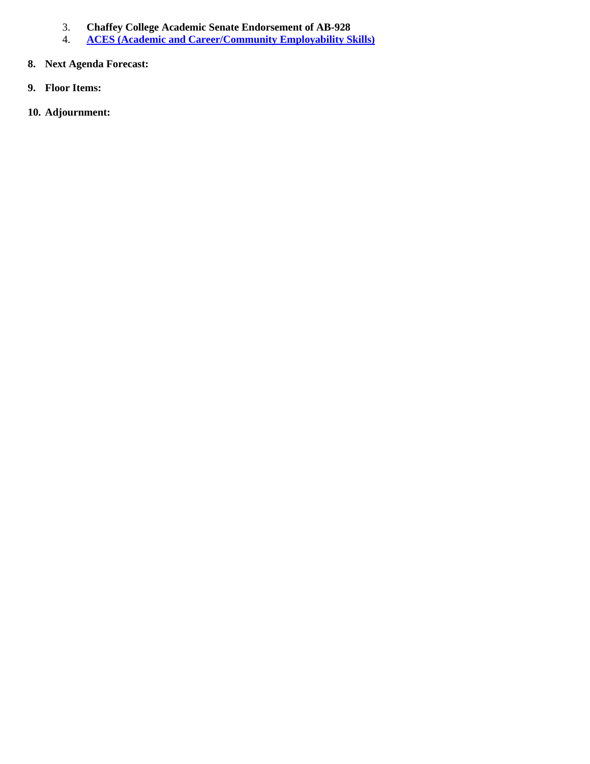3. **Chaffey College Academic Senate Endorsement of AB-928**
4. **ACES (Academic and Career/Community Employability Skills)**

**8. Next Agenda Forecast:**

**9. Floor Items:**

**10. Adjournment:**